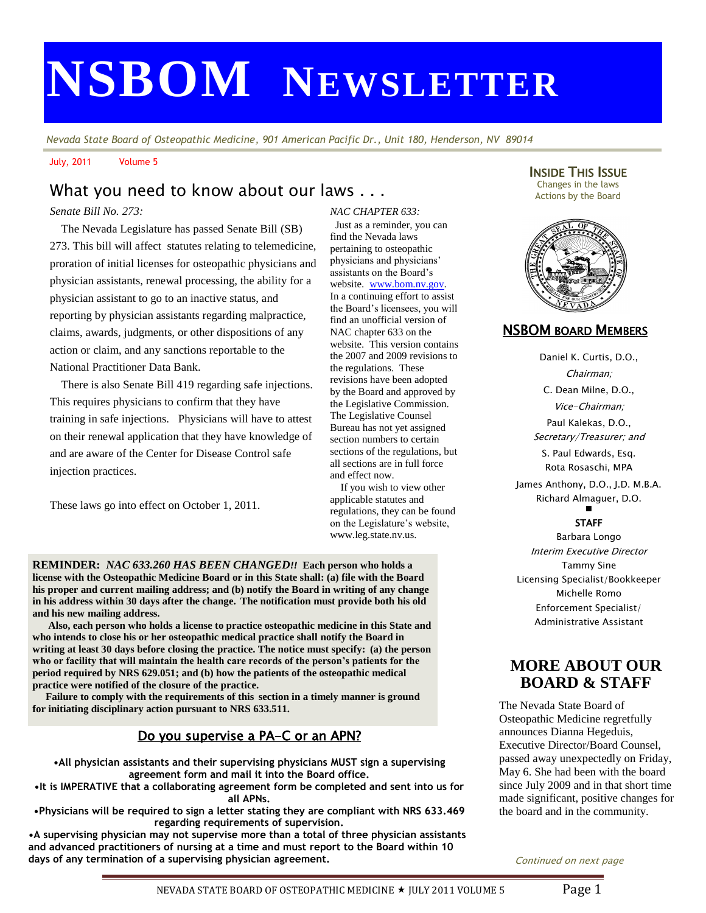# NSBOM NEWSLETTER

*Nevada State Board of Osteopathic Medicine, 901 American Pacific Dr., Unit 180, Henderson, NV 89014*

July, 2011 Volume 5

## What you need to know about our laws . . .

*Senate Bill No. 273:*

The Nevada Legislature has passed Senate Bill (SB) 273. This bill will affect statutes relating to telemedicine, proration of initial licenses for osteopathic physicians and physician assistants, renewal processing, the ability for a physician assistant to go to an inactive status, and reporting by physician assistants regarding malpractice, claims, awards, judgments, or other dispositions of any action or claim, and any sanctions reportable to the National Practitioner Data Bank.

There is also Senate Bill 419 regarding safe injections. This requires physicians to confirm that they have training in safe injections. Physicians will have to attest on their renewal application that they have knowledge of and are aware of the Center for Disease Control safe injection practices.

These laws go into effect on October 1, 2011.

*NAC CHAPTER 633:*

Just as a reminder, you can find the Nevada laws pertaining to osteopathic physicians and physicians' assistants on the Board's website. www.bom.nv.gov. In a continuing effort to assist the Board's licensees, you will find an unofficial version of NAC chapter 633 on the website. This version contains the 2007 and 2009 revisions to the regulations. These revisions have been adopted by the Board and approved by the Legislative Commission. The Legislative Counsel Bureau has not yet assigned section numbers to certain sections of the regulations, but all sections are in full force and effect now.

If you wish to view other applicable statutes and regulations, they can be found on the Legislature's website, www.leg.state.nv.us.

**REMINDER:** ***NAC 633.260 HAS BEEN CHANGED!!*** **Each person who holds a license with the Osteopathic Medicine Board or in this State shall: (a) file with the Board his proper and current mailing address; and (b) notify the Board in writing of any change in his address within 30 days after the change. The notification must provide both his old and his new mailing address.**

**Also, each person who holds a license to practice osteopathic medicine in this State and who intends to close his or her osteopathic medical practice shall notify the Board in writing at least 30 days before closing the practice. The notice must specify: (a) the person who or facility that will maintain the health care records of the person's patients for the period required by NRS 629.051; and (b) how the patients of the osteopathic medical practice were notified of the closure of the practice.**

**Failure to comply with the requirements of this section in a timely manner is ground for initiating disciplinary action pursuant to NRS 633.511.**

## Do you supervise a PA-C or an APN?

- **All physician assistants and their supervising physicians MUST sign a supervising agreement form and mail it into the Board office.**
- **It is IMPERATIVE that a collaborating agreement form be completed and sent into us for all APNs.**
- **Physicians will be required to sign a letter stating they are compliant with NRS 633.469 regarding requirements of supervision.**
- **A supervising physician may not supervise more than a total of three physician assistants and advanced practitioners of nursing at a time and must report to the Board within 10 days of any termination of a supervising physician agreement.**

### INSIDE THIS ISSUE

Changes in the laws
Actions by the Board

### NSBOM BOARD MEMBERS

Daniel K. Curtis, D.O., *Chairman;*
C. Dean Milne, D.O., *Vice-Chairman;*
Paul Kalekas, D.O., *Secretary/Treasurer; and*
S. Paul Edwards, Esq.
Rota Rosaschi, MPA
James Anthony, D.O., J.D. M.B.A.
Richard Almaguer, D.O.

**STAFF**

Barbara Longo
*Interim Executive Director*
Tammy Sine
Licensing Specialist/Bookkeeper
Michelle Romo
Enforcement Specialist/ Administrative Assistant

## MORE ABOUT OUR BOARD & STAFF

The Nevada State Board of Osteopathic Medicine regretfully announces Dianna Hegeduis, Executive Director/Board Counsel, passed away unexpectedly on Friday, May 6. She had been with the board since July 2009 and in that short time made significant, positive changes for the board and in the community.

*Continued on next page*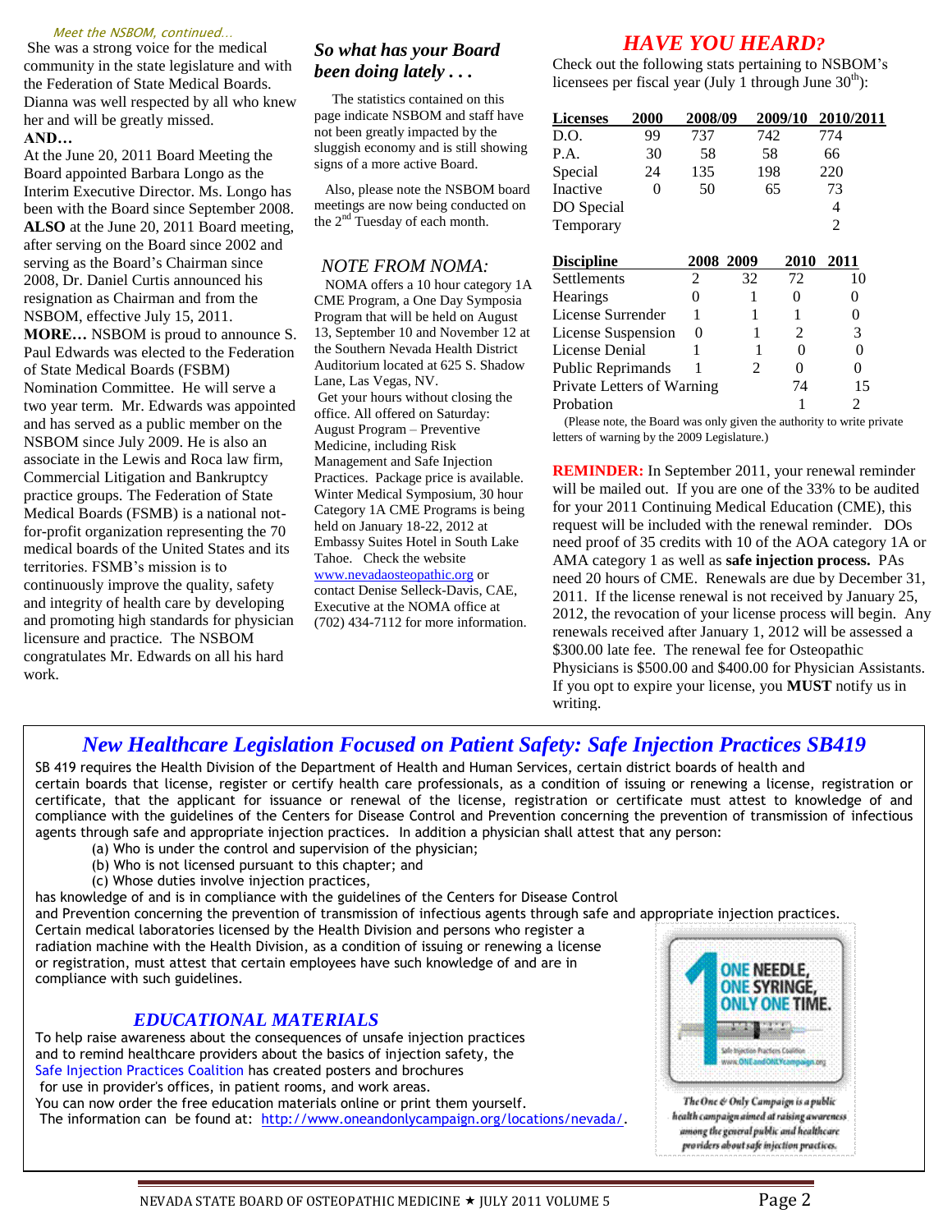*Meet the NSBOM, continued…*

She was a strong voice for the medical community in the state legislature and with the Federation of State Medical Boards. Dianna was well respected by all who knew her and will be greatly missed.

**AND…**

At the June 20, 2011 Board Meeting the Board appointed Barbara Longo as the Interim Executive Director. Ms. Longo has been with the Board since September 2008. **ALSO** at the June 20, 2011 Board meeting, after serving on the Board since 2002 and serving as the Board's Chairman since 2008, Dr. Daniel Curtis announced his resignation as Chairman and from the NSBOM, effective July 15, 2011.

**MORE…** NSBOM is proud to announce S. Paul Edwards was elected to the Federation of State Medical Boards (FSBM) Nomination Committee. He will serve a two year term. Mr. Edwards was appointed and has served as a public member on the NSBOM since July 2009. He is also an associate in the Lewis and Roca law firm, Commercial Litigation and Bankruptcy practice groups. The Federation of State Medical Boards (FSMB) is a national not-for-profit organization representing the 70 medical boards of the United States and its territories. FSMB's mission is to continuously improve the quality, safety and integrity of health care by developing and promoting high standards for physician licensure and practice. The NSBOM congratulates Mr. Edwards on all his hard work.

## *So what has your Board been doing lately . . .*

The statistics contained on this page indicate NSBOM and staff have not been greatly impacted by the sluggish economy and is still showing signs of a more active Board.

Also, please note the NSBOM board meetings are now being conducted on the 2nd Tuesday of each month.

## *NOTE FROM NOMA:*

NOMA offers a 10 hour category 1A CME Program, a One Day Symposia Program that will be held on August 13, September 10 and November 12 at the Southern Nevada Health District Auditorium located at 625 S. Shadow Lane, Las Vegas, NV.

Get your hours without closing the office. All offered on Saturday: August Program – Preventive Medicine, including Risk Management and Safe Injection Practices. Package price is available. Winter Medical Symposium, 30 hour Category 1A CME Programs is being held on January 18-22, 2012 at Embassy Suites Hotel in South Lake Tahoe. Check the website www.nevadaosteopathic.org or contact Denise Selleck-Davis, CAE, Executive at the NOMA office at (702) 434-7112 for more information.

## *HAVE YOU HEARD?*

Check out the following stats pertaining to NSBOM's licensees per fiscal year (July 1 through June 30th):

| Licenses | 2000 | 2008/09 | 2009/10 | 2010/2011 |
|---|---|---|---|---|
| D.O. | 99 | 737 | 742 | 774 |
| P.A. | 30 | 58 | 58 | 66 |
| Special | 24 | 135 | 198 | 220 |
| Inactive | 0 | 50 | 65 | 73 |
| DO Special | | | | 4 |
| Temporary | | | | 2 |

| Discipline | 2008 | 2009 | 2010 | 2011 |
|---|---|---|---|---|
| Settlements | 2 | 32 | 72 | 10 |
| Hearings | 0 | 1 | 0 | 0 |
| License Surrender | 1 | 1 | 1 | 0 |
| License Suspension | 0 | 1 | 2 | 3 |
| License Denial | 1 | 1 | 0 | 0 |
| Public Reprimands | 1 | 2 | 0 | 0 |
| Private Letters of Warning | | | 74 | 15 |
| Probation | | | 1 | 2 |

(Please note, the Board was only given the authority to write private letters of warning by the 2009 Legislature.)

**REMINDER:** In September 2011, your renewal reminder will be mailed out. If you are one of the 33% to be audited for your 2011 Continuing Medical Education (CME), this request will be included with the renewal reminder. DOs need proof of 35 credits with 10 of the AOA category 1A or AMA category 1 as well as **safe injection process.** PAs need 20 hours of CME. Renewals are due by December 31, 2011. If the license renewal is not received by January 25, 2012, the revocation of your license process will begin. Any renewals received after January 1, 2012 will be assessed a $300.00 late fee. The renewal fee for Osteopathic Physicians is $500.00 and $400.00 for Physician Assistants. If you opt to expire your license, you **MUST** notify us in writing.

## *New Healthcare Legislation Focused on Patient Safety: Safe Injection Practices SB419*

SB 419 requires the Health Division of the Department of Health and Human Services, certain district boards of health and certain boards that license, register or certify health care professionals, as a condition of issuing or renewing a license, registration or certificate, that the applicant for issuance or renewal of the license, registration or certificate must attest to knowledge of and compliance with the guidelines of the Centers for Disease Control and Prevention concerning the prevention of transmission of infectious agents through safe and appropriate injection practices. In addition a physician shall attest that any person:

(a) Who is under the control and supervision of the physician;
(b) Who is not licensed pursuant to this chapter; and
(c) Whose duties involve injection practices,

has knowledge of and is in compliance with the guidelines of the Centers for Disease Control and Prevention concerning the prevention of transmission of infectious agents through safe and appropriate injection practices. Certain medical laboratories licensed by the Health Division and persons who register a radiation machine with the Health Division, as a condition of issuing or renewing a license or registration, must attest that certain employees have such knowledge of and are in compliance with such guidelines.

### *EDUCATIONAL MATERIALS*

To help raise awareness about the consequences of unsafe injection practices and to remind healthcare providers about the basics of injection safety, the Safe Injection Practices Coalition has created posters and brochures for use in provider's offices, in patient rooms, and work areas.
You can now order the free education materials online or print them yourself.
The information can be found at: http://www.oneandonlycampaign.org/locations/nevada/.

ONE NEEDLE, ONE SYRINGE, ONLY ONE TIME.
Safe Injection Practices Coalition
www.ONEandONLYcampaign.org

*The One & Only Campaign is a public health campaign aimed at raising awareness among the general public and healthcare providers about safe injection practices.*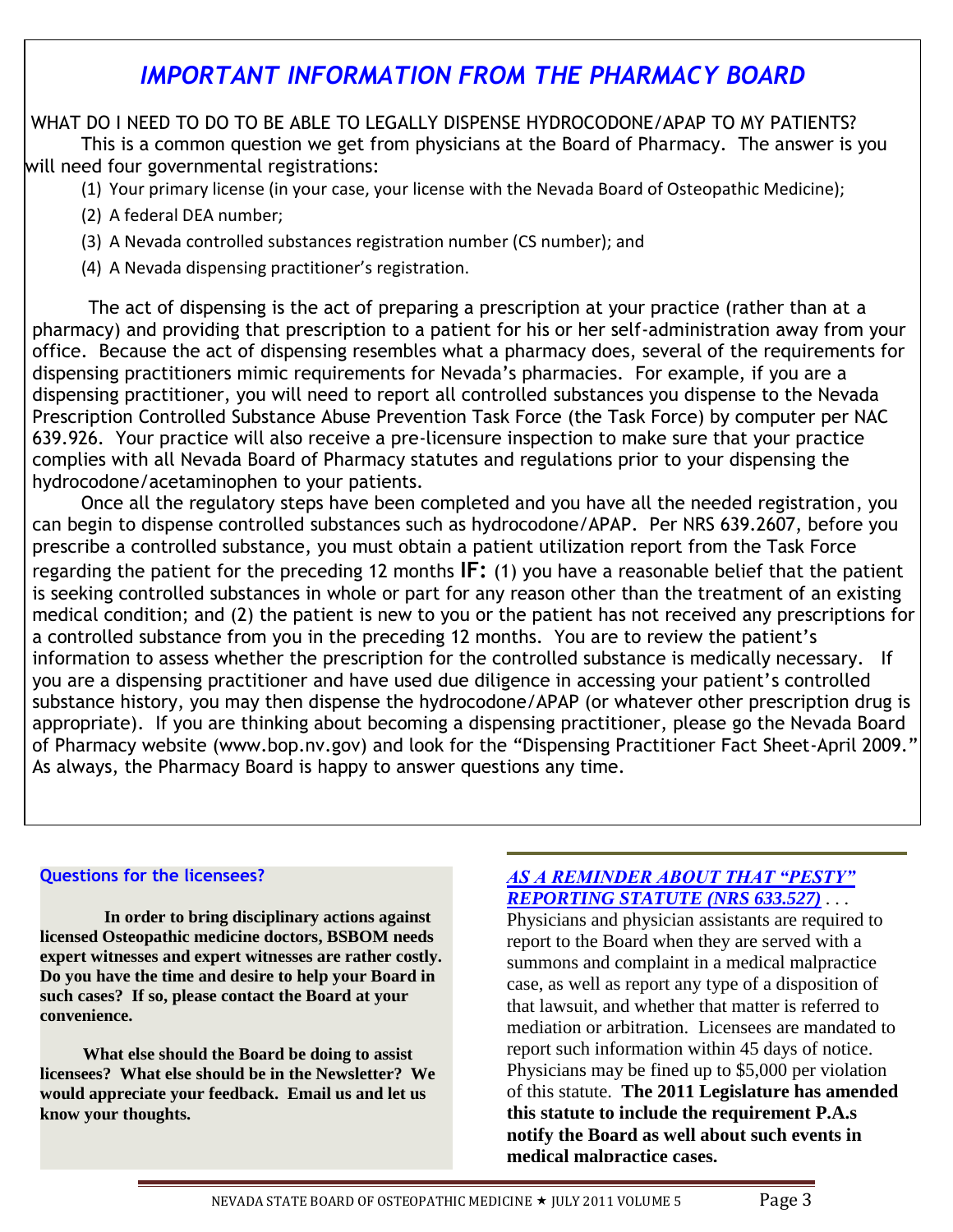## *IMPORTANT INFORMATION FROM THE PHARMACY BOARD*

WHAT DO I NEED TO DO TO BE ABLE TO LEGALLY DISPENSE HYDROCODONE/APAP TO MY PATIENTS?

This is a common question we get from physicians at the Board of Pharmacy. The answer is you will need four governmental registrations:

1. Your primary license (in your case, your license with the Nevada Board of Osteopathic Medicine);
2. A federal DEA number;
3. A Nevada controlled substances registration number (CS number); and
4. A Nevada dispensing practitioner's registration.

The act of dispensing is the act of preparing a prescription at your practice (rather than at a pharmacy) and providing that prescription to a patient for his or her self-administration away from your office. Because the act of dispensing resembles what a pharmacy does, several of the requirements for dispensing practitioners mimic requirements for Nevada's pharmacies. For example, if you are a dispensing practitioner, you will need to report all controlled substances you dispense to the Nevada Prescription Controlled Substance Abuse Prevention Task Force (the Task Force) by computer per NAC 639.926. Your practice will also receive a pre-licensure inspection to make sure that your practice complies with all Nevada Board of Pharmacy statutes and regulations prior to your dispensing the hydrocodone/acetaminophen to your patients.

Once all the regulatory steps have been completed and you have all the needed registration, you can begin to dispense controlled substances such as hydrocodone/APAP. Per NRS 639.2607, before you prescribe a controlled substance, you must obtain a patient utilization report from the Task Force regarding the patient for the preceding 12 months **IF:** (1) you have a reasonable belief that the patient is seeking controlled substances in whole or part for any reason other than the treatment of an existing medical condition; and (2) the patient is new to you or the patient has not received any prescriptions for a controlled substance from you in the preceding 12 months. You are to review the patient's information to assess whether the prescription for the controlled substance is medically necessary. If you are a dispensing practitioner and have used due diligence in accessing your patient's controlled substance history, you may then dispense the hydrocodone/APAP (or whatever other prescription drug is appropriate). If you are thinking about becoming a dispensing practitioner, please go the Nevada Board of Pharmacy website (www.bop.nv.gov) and look for the "Dispensing Practitioner Fact Sheet-April 2009." As always, the Pharmacy Board is happy to answer questions any time.

### Questions for the licensees?

**In order to bring disciplinary actions against licensed Osteopathic medicine doctors, BSBOM needs expert witnesses and expert witnesses are rather costly. Do you have the time and desire to help your Board in such cases? If so, please contact the Board at your convenience.**

**What else should the Board be doing to assist licensees? What else should be in the Newsletter? We would appreciate your feedback. Email us and let us know your thoughts.**

### *AS A REMINDER ABOUT THAT "PESTY" REPORTING STATUTE (NRS 633.527)* . . .

Physicians and physician assistants are required to report to the Board when they are served with a summons and complaint in a medical malpractice case, as well as report any type of a disposition of that lawsuit, and whether that matter is referred to mediation or arbitration. Licensees are mandated to report such information within 45 days of notice. Physicians may be fined up to $5,000 per violation of this statute. **The 2011 Legislature has amended this statute to include the requirement P.A.s notify the Board as well about such events in medical malpractice cases.**